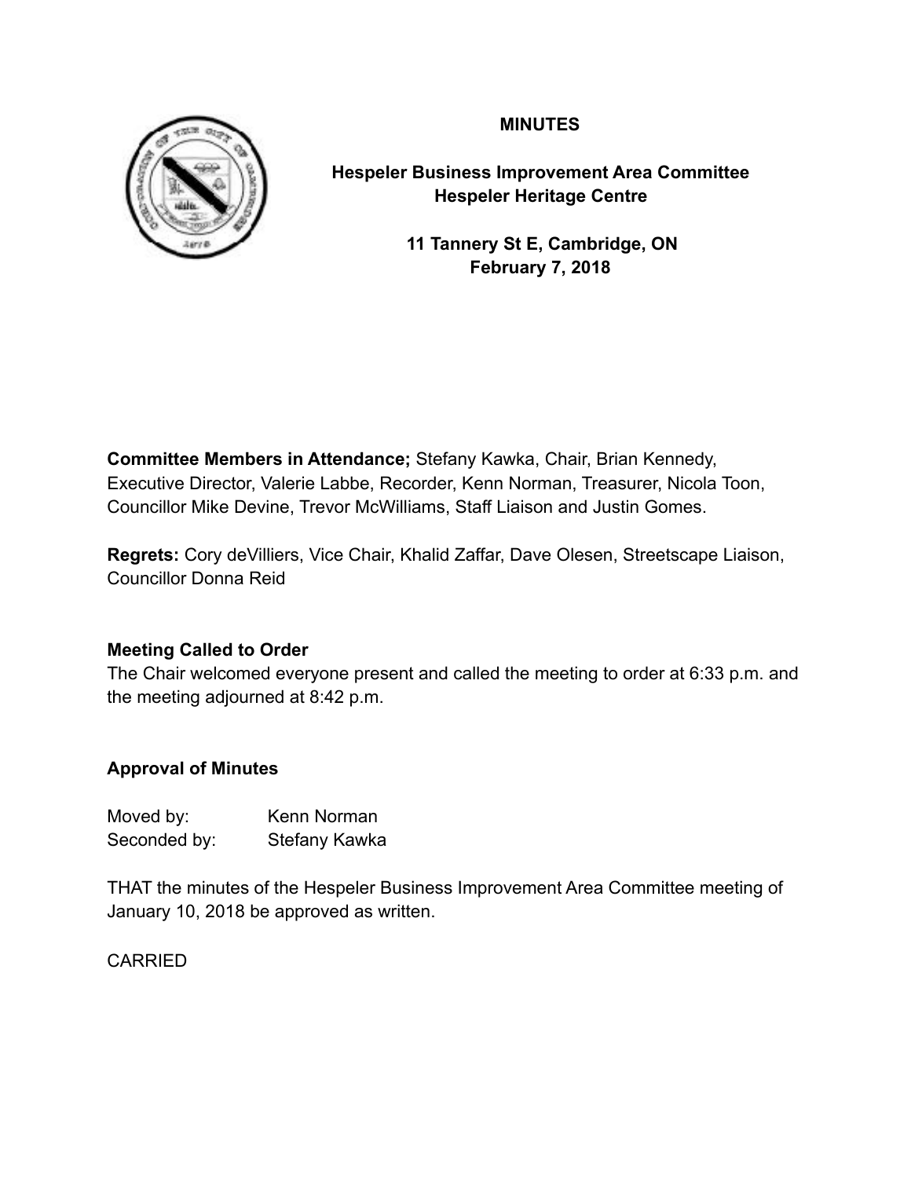**MINUTES**

**Hespeler Business Improvement Area Committee**
**Hespeler Heritage Centre**

**11 Tannery St E, Cambridge, ON**
**February 7, 2018**

**Committee Members in Attendance;** Stefany Kawka, Chair, Brian Kennedy, Executive Director, Valerie Labbe, Recorder, Kenn Norman, Treasurer, Nicola Toon, Councillor Mike Devine, Trevor McWilliams, Staff Liaison and Justin Gomes.

**Regrets:** Cory deVilliers, Vice Chair, Khalid Zaffar, Dave Olesen, Streetscape Liaison, Councillor Donna Reid

**Meeting Called to Order**

The Chair welcomed everyone present and called the meeting to order at 6:33 p.m. and the meeting adjourned at 8:42 p.m.

**Approval of Minutes**

Moved by: Kenn Norman
Seconded by: Stefany Kawka

THAT the minutes of the Hespeler Business Improvement Area Committee meeting of January 10, 2018 be approved as written.

CARRIED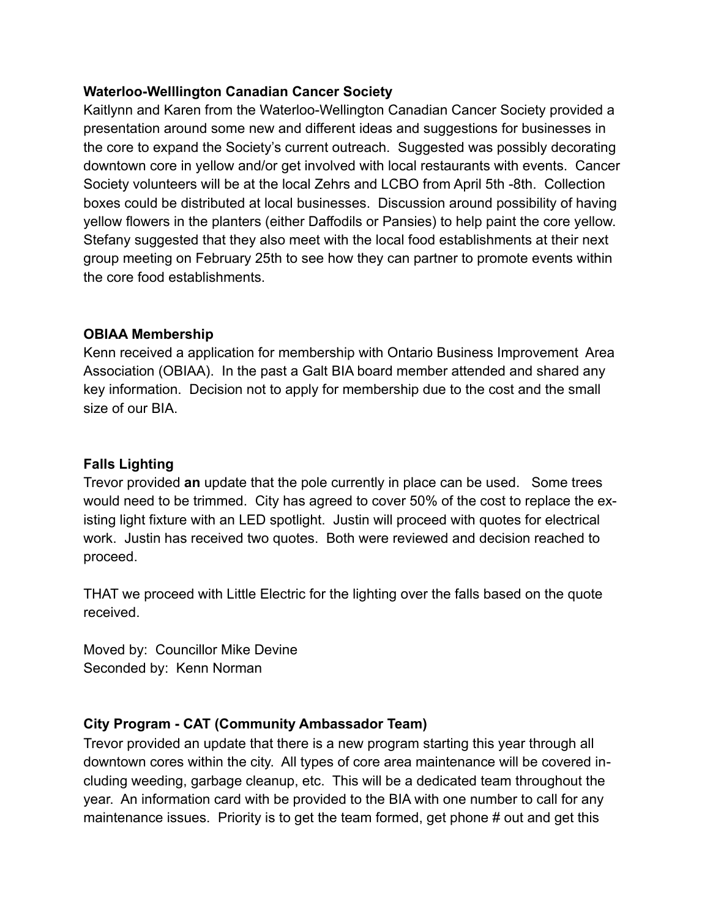**Waterloo-Welllington Canadian Cancer Society**

Kaitlynn and Karen from the Waterloo-Wellington Canadian Cancer Society provided a presentation around some new and different ideas and suggestions for businesses in the core to expand the Society's current outreach. Suggested was possibly decorating downtown core in yellow and/or get involved with local restaurants with events. Cancer Society volunteers will be at the local Zehrs and LCBO from April 5th -8th. Collection boxes could be distributed at local businesses. Discussion around possibility of having yellow flowers in the planters (either Daffodils or Pansies) to help paint the core yellow. Stefany suggested that they also meet with the local food establishments at their next group meeting on February 25th to see how they can partner to promote events within the core food establishments.

**OBIAA Membership**

Kenn received a application for membership with Ontario Business Improvement Area Association (OBIAA). In the past a Galt BIA board member attended and shared any key information. Decision not to apply for membership due to the cost and the small size of our BIA.

**Falls Lighting**

Trevor provided **an** update that the pole currently in place can be used. Some trees would need to be trimmed. City has agreed to cover 50% of the cost to replace the existing light fixture with an LED spotlight. Justin will proceed with quotes for electrical work. Justin has received two quotes. Both were reviewed and decision reached to proceed.

THAT we proceed with Little Electric for the lighting over the falls based on the quote received.

Moved by: Councillor Mike Devine
Seconded by: Kenn Norman

**City Program - CAT (Community Ambassador Team)**

Trevor provided an update that there is a new program starting this year through all downtown cores within the city. All types of core area maintenance will be covered including weeding, garbage cleanup, etc. This will be a dedicated team throughout the year. An information card with be provided to the BIA with one number to call for any maintenance issues. Priority is to get the team formed, get phone # out and get this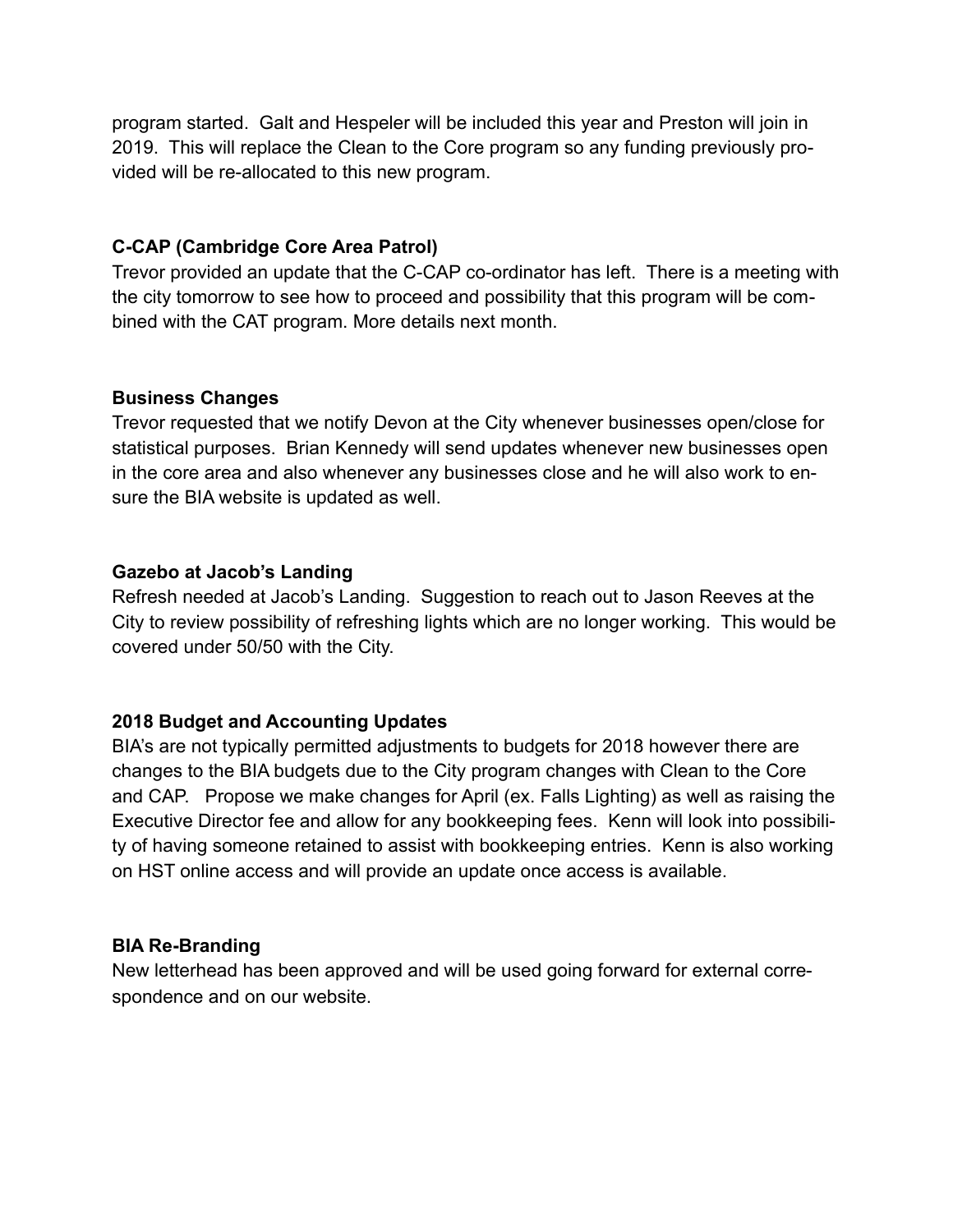program started. Galt and Hespeler will be included this year and Preston will join in 2019. This will replace the Clean to the Core program so any funding previously provided will be re-allocated to this new program.

**C-CAP (Cambridge Core Area Patrol)**
Trevor provided an update that the C-CAP co-ordinator has left. There is a meeting with the city tomorrow to see how to proceed and possibility that this program will be combined with the CAT program. More details next month.

**Business Changes**
Trevor requested that we notify Devon at the City whenever businesses open/close for statistical purposes. Brian Kennedy will send updates whenever new businesses open in the core area and also whenever any businesses close and he will also work to ensure the BIA website is updated as well.

**Gazebo at Jacob's Landing**
Refresh needed at Jacob's Landing. Suggestion to reach out to Jason Reeves at the City to review possibility of refreshing lights which are no longer working. This would be covered under 50/50 with the City.

**2018 Budget and Accounting Updates**
BIA's are not typically permitted adjustments to budgets for 2018 however there are changes to the BIA budgets due to the City program changes with Clean to the Core and CAP. Propose we make changes for April (ex. Falls Lighting) as well as raising the Executive Director fee and allow for any bookkeeping fees. Kenn will look into possibility of having someone retained to assist with bookkeeping entries. Kenn is also working on HST online access and will provide an update once access is available.

**BIA Re-Branding**
New letterhead has been approved and will be used going forward for external correspondence and on our website.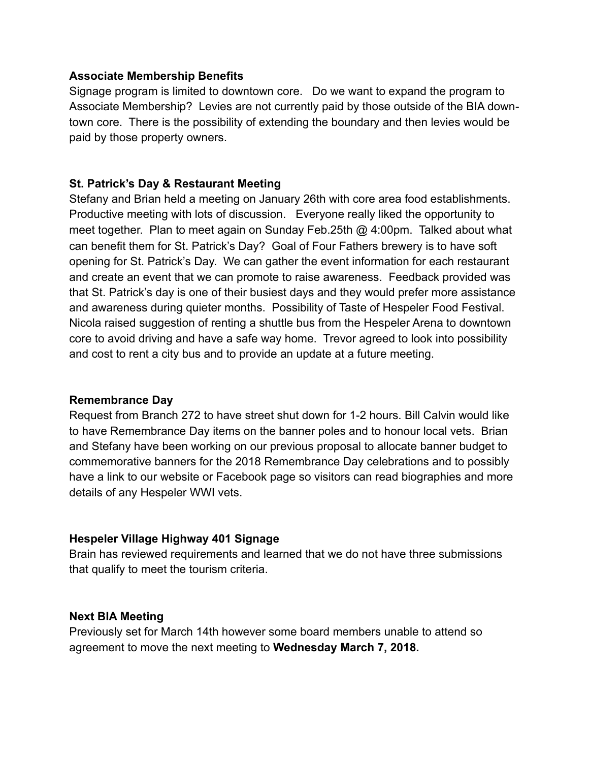**Associate Membership Benefits**

Signage program is limited to downtown core. Do we want to expand the program to Associate Membership? Levies are not currently paid by those outside of the BIA downtown core. There is the possibility of extending the boundary and then levies would be paid by those property owners.

**St. Patrick's Day & Restaurant Meeting**

Stefany and Brian held a meeting on January 26th with core area food establishments. Productive meeting with lots of discussion. Everyone really liked the opportunity to meet together. Plan to meet again on Sunday Feb.25th @ 4:00pm. Talked about what can benefit them for St. Patrick's Day? Goal of Four Fathers brewery is to have soft opening for St. Patrick's Day. We can gather the event information for each restaurant and create an event that we can promote to raise awareness. Feedback provided was that St. Patrick's day is one of their busiest days and they would prefer more assistance and awareness during quieter months. Possibility of Taste of Hespeler Food Festival. Nicola raised suggestion of renting a shuttle bus from the Hespeler Arena to downtown core to avoid driving and have a safe way home. Trevor agreed to look into possibility and cost to rent a city bus and to provide an update at a future meeting.

**Remembrance Day**

Request from Branch 272 to have street shut down for 1-2 hours. Bill Calvin would like to have Remembrance Day items on the banner poles and to honour local vets. Brian and Stefany have been working on our previous proposal to allocate banner budget to commemorative banners for the 2018 Remembrance Day celebrations and to possibly have a link to our website or Facebook page so visitors can read biographies and more details of any Hespeler WWI vets.

**Hespeler Village Highway 401 Signage**

Brain has reviewed requirements and learned that we do not have three submissions that qualify to meet the tourism criteria.

**Next BIA Meeting**

Previously set for March 14th however some board members unable to attend so agreement to move the next meeting to **Wednesday March 7, 2018.**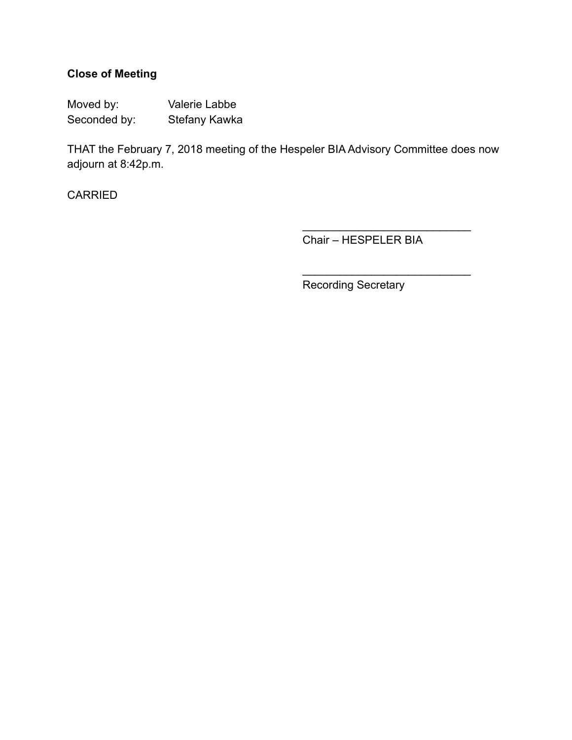**Close of Meeting**

Moved by: Valerie Labbe
Seconded by: Stefany Kawka

THAT the February 7, 2018 meeting of the Hespeler BIA Advisory Committee does now adjourn at 8:42p.m.

CARRIED

___________________________
Chair – HESPELER BIA

___________________________
Recording Secretary